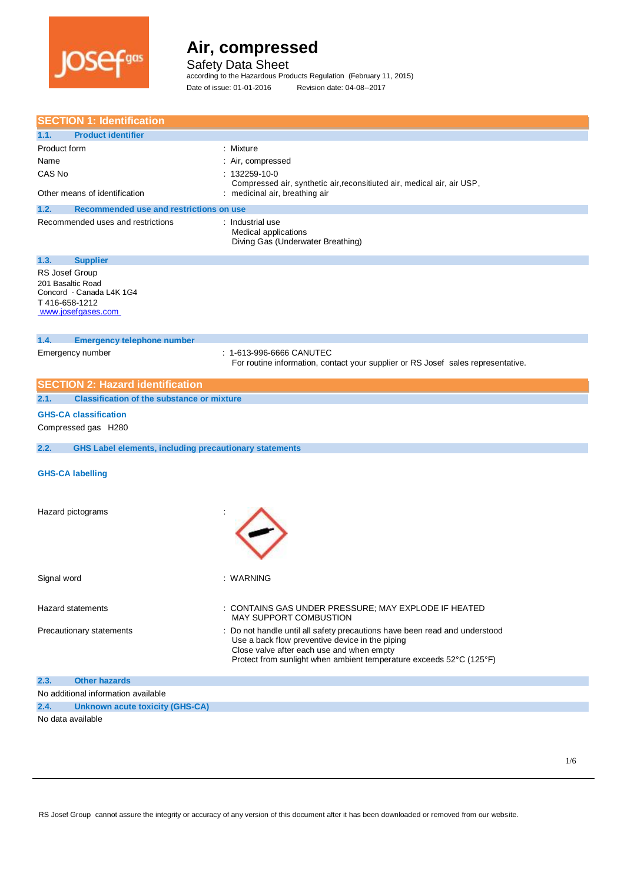# Air, compressed

Safety Data Sheet

according to the Hazardous Products Regulation (February 11, 2015)

Date of issue: 01-01-2016 Revision date: 04-08--2017

## SECTION 1: Identification

### 1.1. Product identifier

| | |
|---|---|
| Product form | : Mixture |
| Name | : Air, compressed |
| CAS No | : 132259-10-0 |
| Other means of identification | : Compressed air, synthetic air,reconsitiuted air, medical air, air USP, medicinal air, breathing air |

### 1.2. Recommended use and restrictions on use

| | |
|---|---|
| Recommended uses and restrictions | : Industrial use<br>Medical applications<br>Diving Gas (Underwater Breathing) |

### 1.3. Supplier

RS Josef Group
201 Basaltic Road
Concord - Canada L4K 1G4
T 416-658-1212
www.josefgases.com

### 1.4. Emergency telephone number

| | |
|---|---|
| Emergency number | : 1-613-996-6666 CANUTEC<br>For routine information, contact your supplier or RS Josef sales representative. |

## SECTION 2: Hazard identification

### 2.1. Classification of the substance or mixture

**GHS-CA classification**

Compressed gas H280

### 2.2. GHS Label elements, including precautionary statements

**GHS-CA labelling**

| | |
|---|---|
| Hazard pictograms | : |
| Signal word | : WARNING |
| Hazard statements | : CONTAINS GAS UNDER PRESSURE; MAY EXPLODE IF HEATED<br>MAY SUPPORT COMBUSTION |
| Precautionary statements | : Do not handle until all safety precautions have been read and understood<br>Use a back flow preventive device in the piping<br>Close valve after each use and when empty<br>Protect from sunlight when ambient temperature exceeds 52°C (125°F) |

### 2.3. Other hazards

No additional information available

### 2.4. Unknown acute toxicity (GHS-CA)

No data available

RS Josef Group cannot assure the integrity or accuracy of any version of this document after it has been downloaded or removed from our website.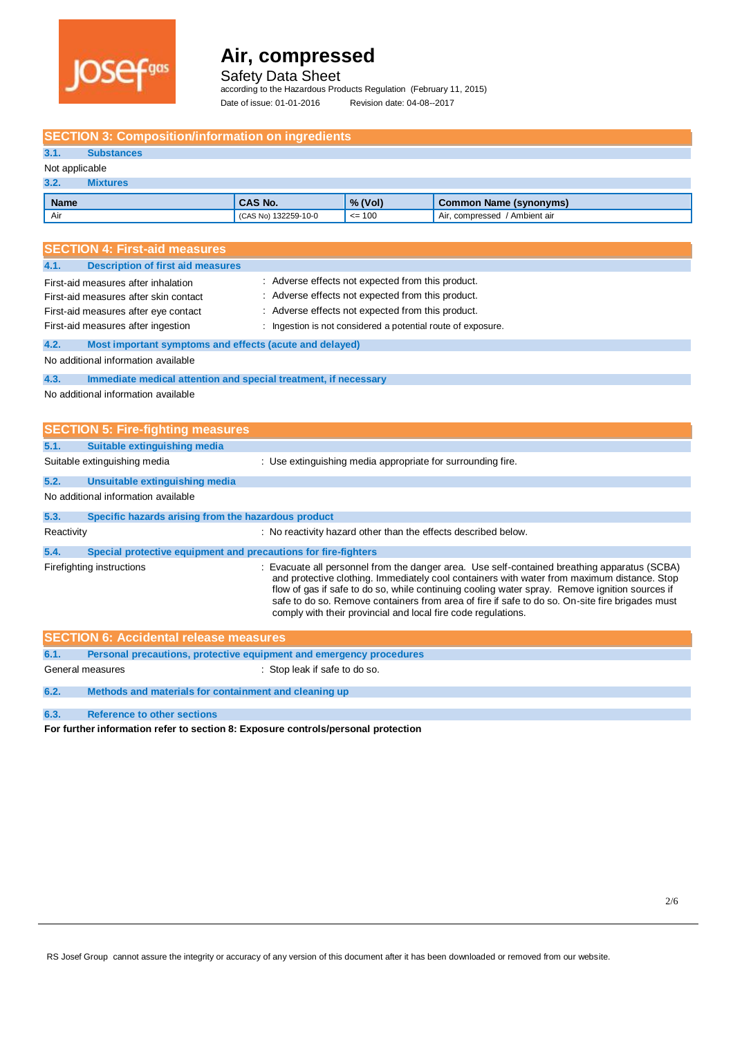## SECTION 3: Composition/information on ingredients

### 3.1. Substances

Not applicable

### 3.2. Mixtures

| Name | CAS No. | % (Vol) | Common Name (synonyms) |
|---|---|---|---|
| Air | (CAS No) 132259-10-0 | <= 100 | Air, compressed / Ambient air |

## SECTION 4: First-aid measures

### 4.1. Description of first aid measures

First-aid measures after inhalation : Adverse effects not expected from this product.

First-aid measures after skin contact : Adverse effects not expected from this product.

First-aid measures after eye contact : Adverse effects not expected from this product.

First-aid measures after ingestion : Ingestion is not considered a potential route of exposure.

### 4.2. Most important symptoms and effects (acute and delayed)

No additional information available

### 4.3. Immediate medical attention and special treatment, if necessary

No additional information available

## SECTION 5: Fire-fighting measures

### 5.1. Suitable extinguishing media

Suitable extinguishing media : Use extinguishing media appropriate for surrounding fire.

### 5.2. Unsuitable extinguishing media

No additional information available

### 5.3. Specific hazards arising from the hazardous product

Reactivity : No reactivity hazard other than the effects described below.

### 5.4. Special protective equipment and precautions for fire-fighters

Firefighting instructions : Evacuate all personnel from the danger area. Use self-contained breathing apparatus (SCBA) and protective clothing. Immediately cool containers with water from maximum distance. Stop flow of gas if safe to do so, while continuing cooling water spray. Remove ignition sources if safe to do so. Remove containers from area of fire if safe to do so. On-site fire brigades must comply with their provincial and local fire code regulations.

## SECTION 6: Accidental release measures

### 6.1. Personal precautions, protective equipment and emergency procedures

General measures : Stop leak if safe to do so.

### 6.2. Methods and materials for containment and cleaning up

### 6.3. Reference to other sections

**For further information refer to section 8: Exposure controls/personal protection**

RS Josef Group cannot assure the integrity or accuracy of any version of this document after it has been downloaded or removed from our website.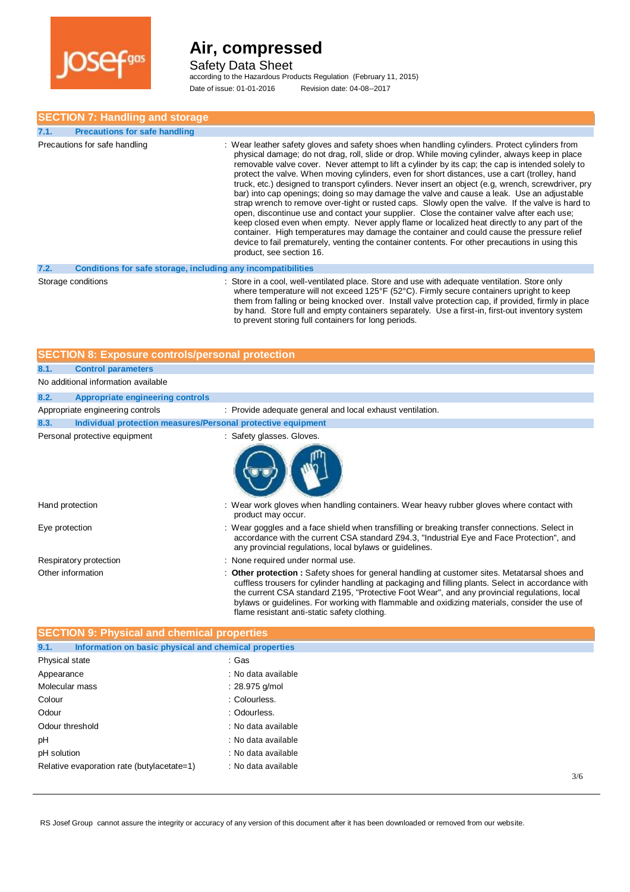## SECTION 7: Handling and storage

### 7.1. Precautions for safe handling

Precautions for safe handling : Wear leather safety gloves and safety shoes when handling cylinders. Protect cylinders from physical damage; do not drag, roll, slide or drop. While moving cylinder, always keep in place removable valve cover. Never attempt to lift a cylinder by its cap; the cap is intended solely to protect the valve. When moving cylinders, even for short distances, use a cart (trolley, hand truck, etc.) designed to transport cylinders. Never insert an object (e.g, wrench, screwdriver, pry bar) into cap openings; doing so may damage the valve and cause a leak. Use an adjustable strap wrench to remove over-tight or rusted caps. Slowly open the valve. If the valve is hard to open, discontinue use and contact your supplier. Close the container valve after each use; keep closed even when empty. Never apply flame or localized heat directly to any part of the container. High temperatures may damage the container and could cause the pressure relief device to fail prematurely, venting the container contents. For other precautions in using this product, see section 16.

### 7.2. Conditions for safe storage, including any incompatibilities

Storage conditions : Store in a cool, well-ventilated place. Store and use with adequate ventilation. Store only where temperature will not exceed 125°F (52°C). Firmly secure containers upright to keep them from falling or being knocked over. Install valve protection cap, if provided, firmly in place by hand. Store full and empty containers separately. Use a first-in, first-out inventory system to prevent storing full containers for long periods.

## SECTION 8: Exposure controls/personal protection

### 8.1. Control parameters

No additional information available

### 8.2. Appropriate engineering controls

Appropriate engineering controls : Provide adequate general and local exhaust ventilation.

### 8.3. Individual protection measures/Personal protective equipment

Personal protective equipment : Safety glasses. Gloves.

Hand protection : Wear work gloves when handling containers. Wear heavy rubber gloves where contact with product may occur.

Eye protection : Wear goggles and a face shield when transfilling or breaking transfer connections. Select in accordance with the current CSA standard Z94.3, "Industrial Eye and Face Protection", and any provincial regulations, local bylaws or guidelines.

Respiratory protection : None required under normal use.

Other information : **Other protection :** Safety shoes for general handling at customer sites. Metatarsal shoes and cuffless trousers for cylinder handling at packaging and filling plants. Select in accordance with the current CSA standard Z195, "Protective Foot Wear", and any provincial regulations, local bylaws or guidelines. For working with flammable and oxidizing materials, consider the use of flame resistant anti-static safety clothing.

## SECTION 9: Physical and chemical properties

### 9.1. Information on basic physical and chemical properties

| Property | Value |
|---|---|
| Physical state | Gas |
| Appearance | No data available |
| Molecular mass | 28.975 g/mol |
| Colour | Colourless. |
| Odour | Odourless. |
| Odour threshold | No data available |
| pH | No data available |
| pH solution | No data available |
| Relative evaporation rate (butylacetate=1) | No data available |

RS Josef Group cannot assure the integrity or accuracy of any version of this document after it has been downloaded or removed from our website.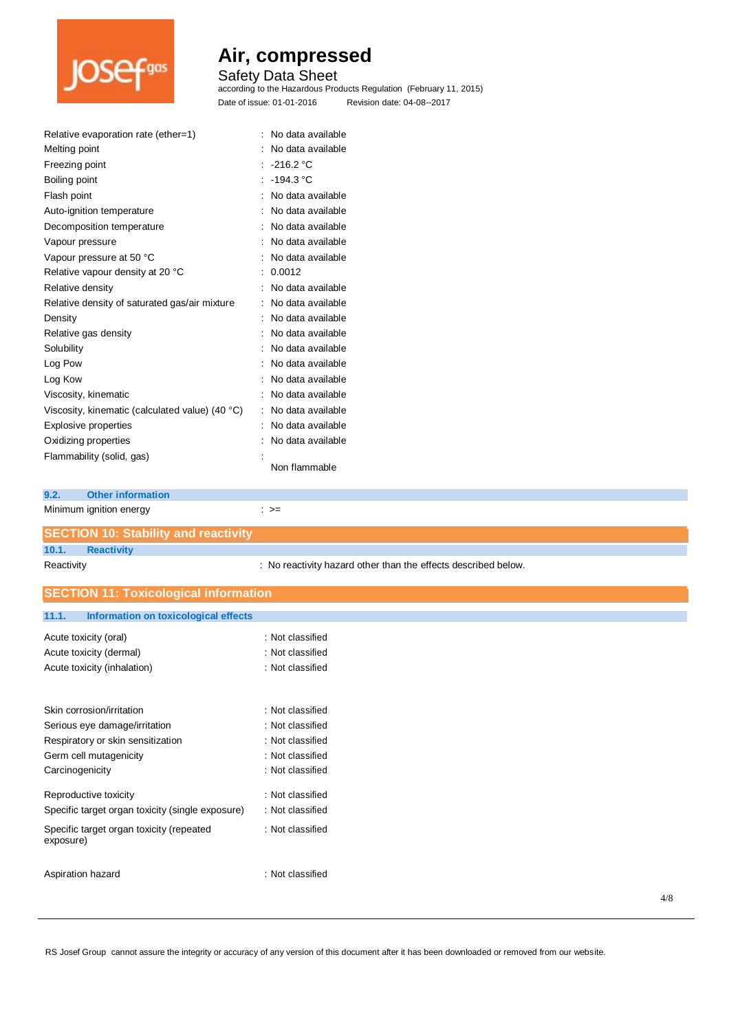| | |
|---|---|
| Relative evaporation rate (ether=1) | : No data available |
| Melting point | : No data available |
| Freezing point | : -216.2 °C |
| Boiling point | : -194.3 °C |
| Flash point | : No data available |
| Auto-ignition temperature | : No data available |
| Decomposition temperature | : No data available |
| Vapour pressure | : No data available |
| Vapour pressure at 50 °C | : No data available |
| Relative vapour density at 20 °C | : 0.0012 |
| Relative density | : No data available |
| Relative density of saturated gas/air mixture | : No data available |
| Density | : No data available |
| Relative gas density | : No data available |
| Solubility | : No data available |
| Log Pow | : No data available |
| Log Kow | : No data available |
| Viscosity, kinematic | : No data available |
| Viscosity, kinematic (calculated value) (40 °C) | : No data available |
| Explosive properties | : No data available |
| Oxidizing properties | : No data available |
| Flammability (solid, gas) | : Non flammable |

### 9.2. Other information

| | |
|---|---|
| Minimum ignition energy | : >= |

## SECTION 10: Stability and reactivity

### 10.1. Reactivity

| | |
|---|---|
| Reactivity | : No reactivity hazard other than the effects described below. |

## SECTION 11: Toxicological information

### 11.1. Information on toxicological effects

| | |
|---|---|
| Acute toxicity (oral) | : Not classified |
| Acute toxicity (dermal) | : Not classified |
| Acute toxicity (inhalation) | : Not classified |

| | |
|---|---|
| Skin corrosion/irritation | : Not classified |
| Serious eye damage/irritation | : Not classified |
| Respiratory or skin sensitization | : Not classified |
| Germ cell mutagenicity | : Not classified |
| Carcinogenicity | : Not classified |
| Reproductive toxicity | : Not classified |
| Specific target organ toxicity (single exposure) | : Not classified |
| Specific target organ toxicity (repeated exposure) | : Not classified |
| Aspiration hazard | : Not classified |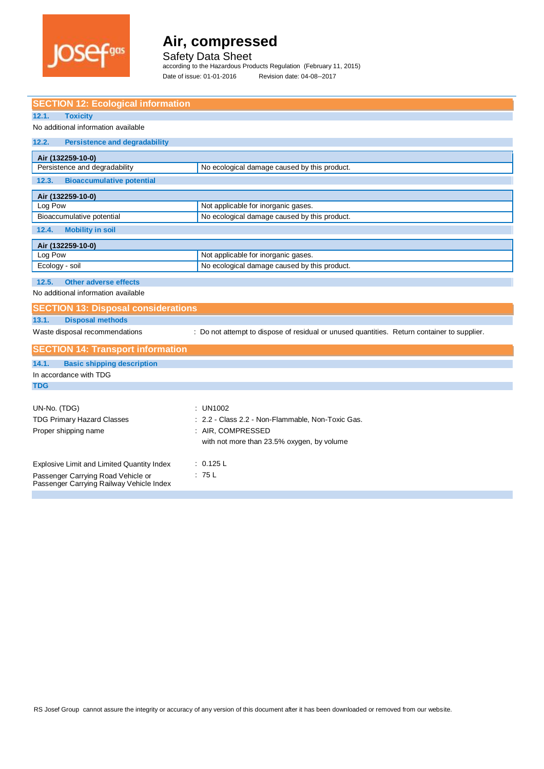## SECTION 12: Ecological information

### 12.1. Toxicity

No additional information available

### 12.2. Persistence and degradability

| Air (132259-10-0) | |
|---|---|
| Persistence and degradability | No ecological damage caused by this product. |

### 12.3. Bioaccumulative potential

| Air (132259-10-0) | |
|---|---|
| Log Pow | Not applicable for inorganic gases. |
| Bioaccumulative potential | No ecological damage caused by this product. |

### 12.4. Mobility in soil

| Air (132259-10-0) | |
|---|---|
| Log Pow | Not applicable for inorganic gases. |
| Ecology - soil | No ecological damage caused by this product. |

### 12.5. Other adverse effects

No additional information available

## SECTION 13: Disposal considerations

### 13.1. Disposal methods

Waste disposal recommendations : Do not attempt to dispose of residual or unused quantities. Return container to supplier.

## SECTION 14: Transport information

### 14.1. Basic shipping description

In accordance with TDG

**TDG**

UN-No. (TDG) : UN1002

TDG Primary Hazard Classes : 2.2 - Class 2.2 - Non-Flammable, Non-Toxic Gas.

Proper shipping name : AIR, COMPRESSED
with not more than 23.5% oxygen, by volume

Explosive Limit and Limited Quantity Index : 0.125 L

Passenger Carrying Road Vehicle or Passenger Carrying Railway Vehicle Index : 75 L

RS Josef Group cannot assure the integrity or accuracy of any version of this document after it has been downloaded or removed from our website.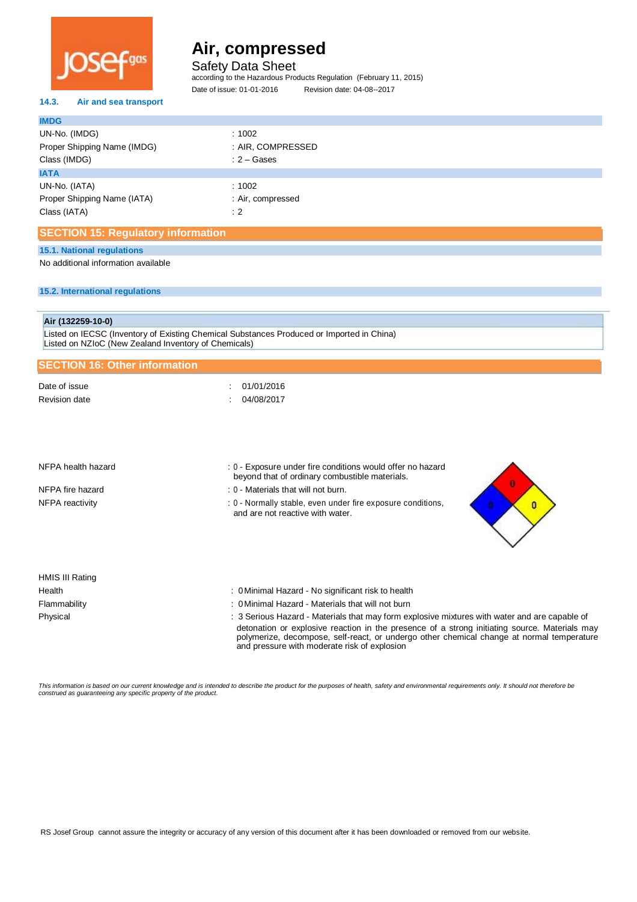### 14.3. Air and sea transport

**IMDG**

| | |
|---|---|
| UN-No. (IMDG) | : 1002 |
| Proper Shipping Name (IMDG) | : AIR, COMPRESSED |
| Class (IMDG) | : 2 – Gases |

**IATA**

| | |
|---|---|
| UN-No. (IATA) | : 1002 |
| Proper Shipping Name (IATA) | : Air, compressed |
| Class (IATA) | : 2 |

## SECTION 15: Regulatory information

### 15.1. National regulations

No additional information available

### 15.2. International regulations

**Air (132259-10-0)**

Listed on IECSC (Inventory of Existing Chemical Substances Produced or Imported in China)
Listed on NZIoC (New Zealand Inventory of Chemicals)

## SECTION 16: Other information

| | |
|---|---|
| Date of issue | : 01/01/2016 |
| Revision date | : 04/08/2017 |

| | |
|---|---|
| NFPA health hazard | : 0 - Exposure under fire conditions would offer no hazard beyond that of ordinary combustible materials. |
| NFPA fire hazard | : 0 - Materials that will not burn. |
| NFPA reactivity | : 0 - Normally stable, even under fire exposure conditions, and are not reactive with water. |

0
0
0

HMIS III Rating

| | |
|---|---|
| Health | : 0 Minimal Hazard - No significant risk to health |
| Flammability | : 0 Minimal Hazard - Materials that will not burn |
| Physical | : 3 Serious Hazard - Materials that may form explosive mixtures with water and are capable of detonation or explosive reaction in the presence of a strong initiating source. Materials may polymerize, decompose, self-react, or undergo other chemical change at normal temperature and pressure with moderate risk of explosion |

*This information is based on our current knowledge and is intended to describe the product for the purposes of health, safety and environmental requirements only. It should not therefore be construed as guaranteeing any specific property of the product.*

RS Josef Group cannot assure the integrity or accuracy of any version of this document after it has been downloaded or removed from our website.